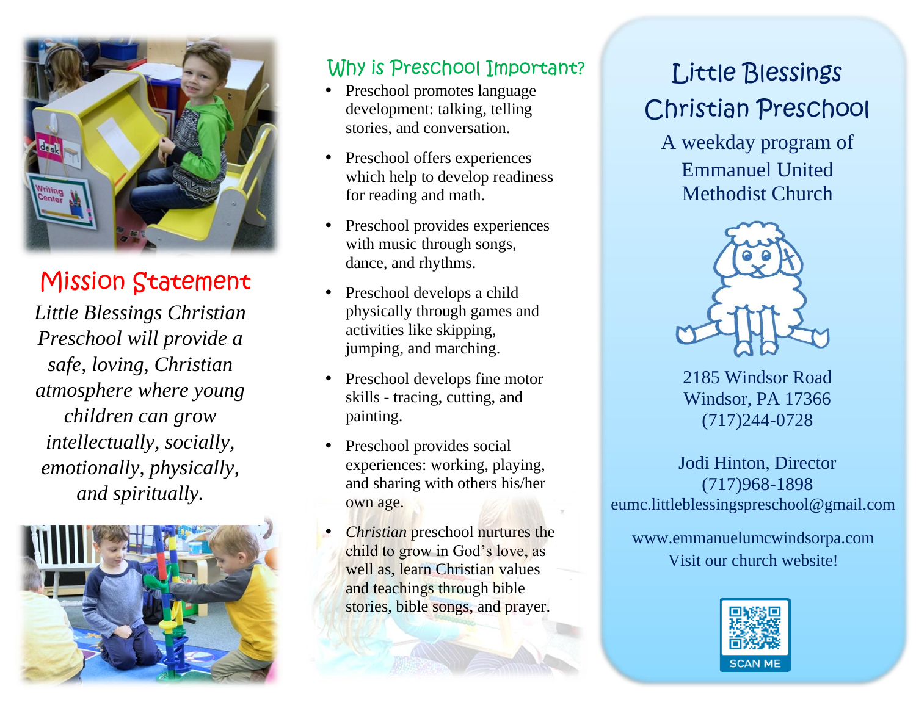## Mission Statement

*Little Blessings Christian Preschool will provide a safe, loving, Christian atmosphere where young children can grow intellectually, socially, emotionally, physically, and spiritually.*

## Why is Preschool Important?

- Preschool promotes language development: talking, telling stories, and conversation.
- Preschool offers experiences which help to develop readiness for reading and math.
- Preschool provides experiences with music through songs, dance, and rhythms.
- Preschool develops a child physically through games and activities like skipping, jumping, and marching.
- Preschool develops fine motor skills - tracing, cutting, and painting.
- Preschool provides social experiences: working, playing, and sharing with others his/her own age.
- *Christian* preschool nurtures the child to grow in God's love, as well as, learn Christian values and teachings through bible stories, bible songs, and prayer.

# Little Blessings Christian Preschool

A weekday program of Emmanuel United Methodist Church

2185 Windsor Road
Windsor, PA 17366
(717)244-0728

Jodi Hinton, Director
(717)968-1898
eumc.littleblessingspreschool@gmail.com

www.emmanuelumcwindsorpa.com
Visit our church website!

SCAN ME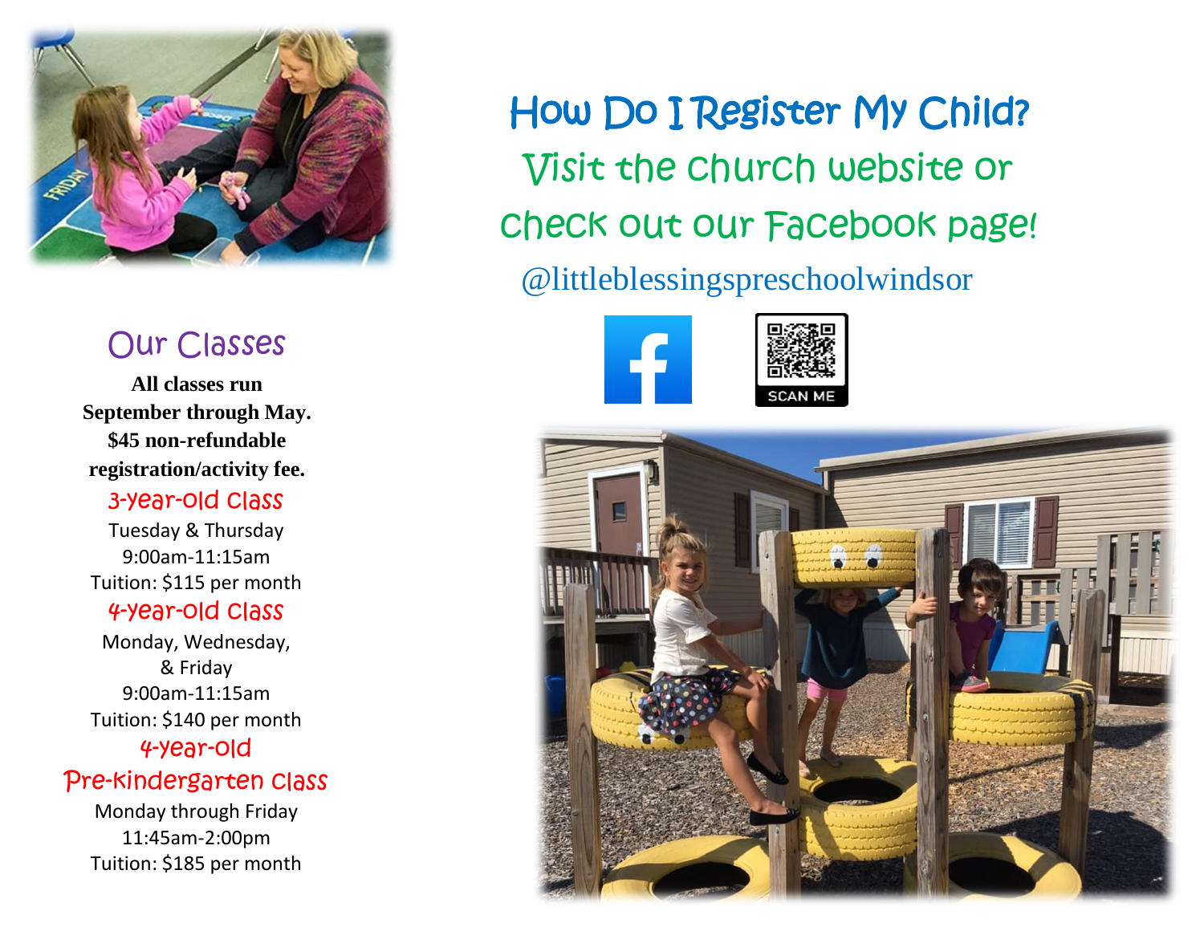## Our Classes

**All classes run September through May.**
**$45 non-refundable registration/activity fee.**

### 3-year-old Class

Tuesday & Thursday
9:00am-11:15am
Tuition: $115 per month

### 4-year-old Class

Monday, Wednesday, & Friday
9:00am-11:15am
Tuition: $140 per month

### 4-year-old Pre-kindergarten Class

Monday through Friday
11:45am-2:00pm
Tuition: $185 per month

# How Do I Register My Child?

## Visit the church website or check out our Facebook page!

@littleblessingspreschoolwindsor

SCAN ME